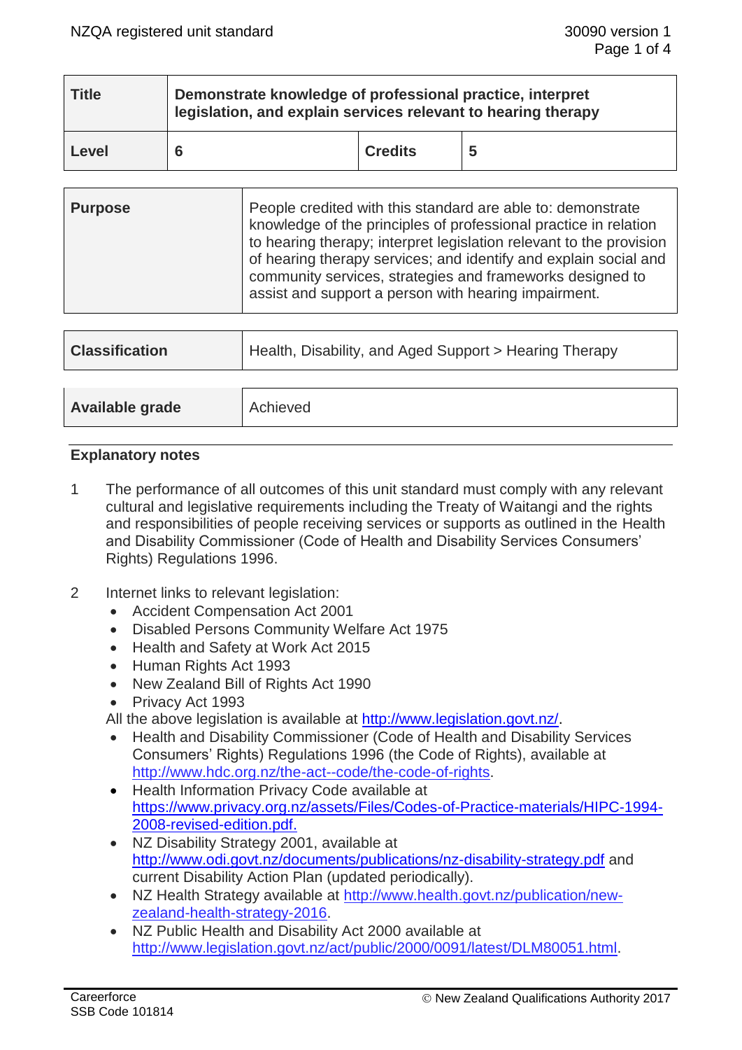| Title | Demonstrate knowledge of professional practice, interpret legislation, and explain services relevant to hearing therapy | | |
|---|---|---|---|
| Level | 6 | Credits | 5 |

| Purpose | People credited with this standard are able to: demonstrate knowledge of the principles of professional practice in relation to hearing therapy; interpret legislation relevant to the provision of hearing therapy services; and identify and explain social and community services, strategies and frameworks designed to assist and support a person with hearing impairment. |
|---|---|

| Classification | Health, Disability, and Aged Support > Hearing Therapy |
|---|---|

| Available grade | Achieved |
|---|---|

## Explanatory notes

1. The performance of all outcomes of this unit standard must comply with any relevant cultural and legislative requirements including the Treaty of Waitangi and the rights and responsibilities of people receiving services or supports as outlined in the Health and Disability Commissioner (Code of Health and Disability Services Consumers' Rights) Regulations 1996.

2. Internet links to relevant legislation:
   - Accident Compensation Act 2001
   - Disabled Persons Community Welfare Act 1975
   - Health and Safety at Work Act 2015
   - Human Rights Act 1993
   - New Zealand Bill of Rights Act 1990
   - Privacy Act 1993

   All the above legislation is available at http://www.legislation.govt.nz/.
   - Health and Disability Commissioner (Code of Health and Disability Services Consumers' Rights) Regulations 1996 (the Code of Rights), available at http://www.hdc.org.nz/the-act--code/the-code-of-rights.
   - Health Information Privacy Code available at https://www.privacy.org.nz/assets/Files/Codes-of-Practice-materials/HIPC-1994-2008-revised-edition.pdf.
   - NZ Disability Strategy 2001, available at http://www.odi.govt.nz/documents/publications/nz-disability-strategy.pdf and current Disability Action Plan (updated periodically).
   - NZ Health Strategy available at http://www.health.govt.nz/publication/new-zealand-health-strategy-2016.
   - NZ Public Health and Disability Act 2000 available at http://www.legislation.govt.nz/act/public/2000/0091/latest/DLM80051.html.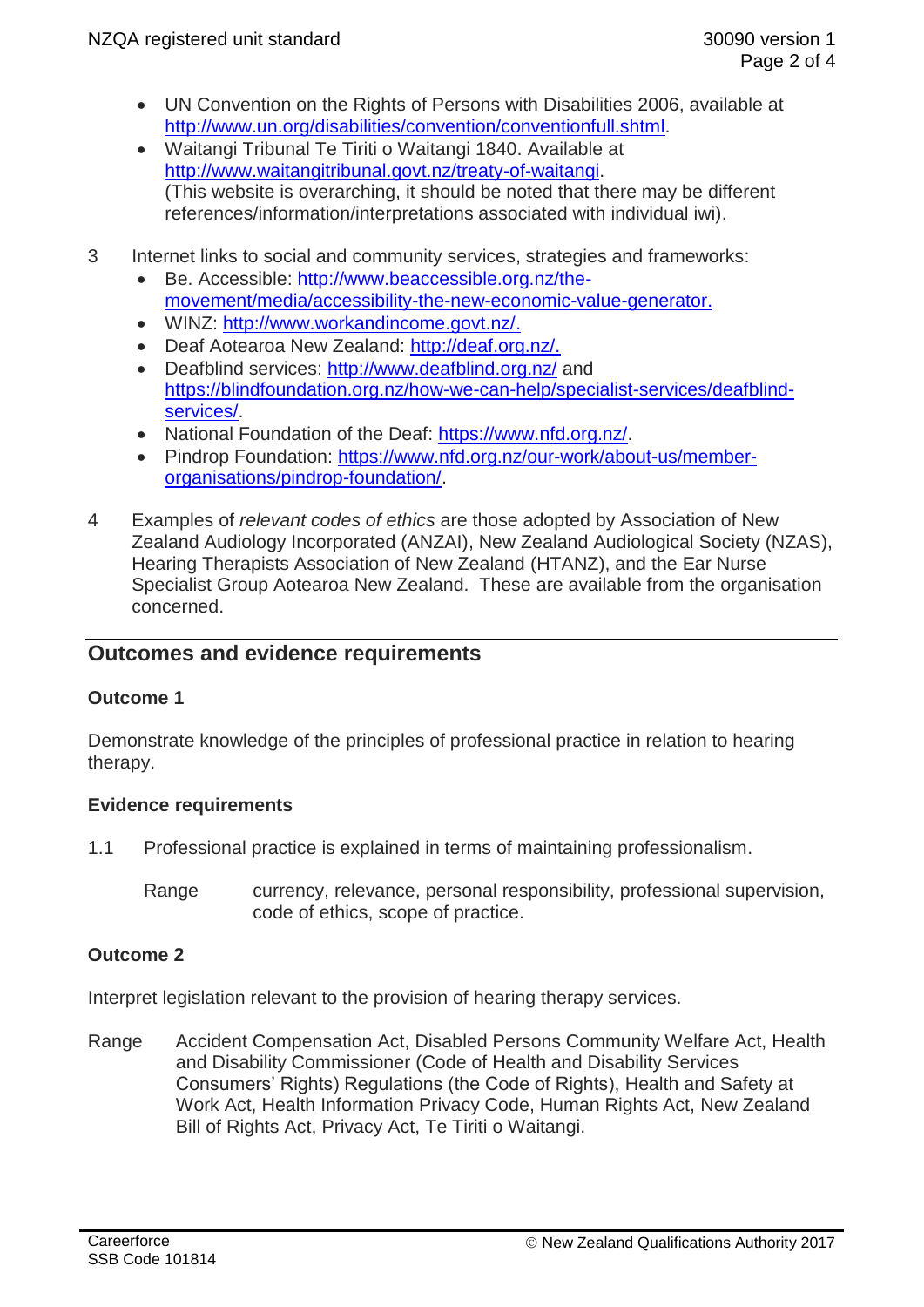- UN Convention on the Rights of Persons with Disabilities 2006, available at http://www.un.org/disabilities/convention/conventionfull.shtml.
- Waitangi Tribunal Te Tiriti o Waitangi 1840. Available at http://www.waitangitribunal.govt.nz/treaty-of-waitangi. (This website is overarching, it should be noted that there may be different references/information/interpretations associated with individual iwi).

3 Internet links to social and community services, strategies and frameworks:
- Be. Accessible: http://www.beaccessible.org.nz/the-movement/media/accessibility-the-new-economic-value-generator.
- WINZ: http://www.workandincome.govt.nz/.
- Deaf Aotearoa New Zealand: http://deaf.org.nz/.
- Deafblind services: http://www.deafblind.org.nz/ and https://blindfoundation.org.nz/how-we-can-help/specialist-services/deafblind-services/.
- National Foundation of the Deaf: https://www.nfd.org.nz/.
- Pindrop Foundation: https://www.nfd.org.nz/our-work/about-us/member-organisations/pindrop-foundation/.

4 Examples of *relevant codes of ethics* are those adopted by Association of New Zealand Audiology Incorporated (ANZAI), New Zealand Audiological Society (NZAS), Hearing Therapists Association of New Zealand (HTANZ), and the Ear Nurse Specialist Group Aotearoa New Zealand. These are available from the organisation concerned.

## Outcomes and evidence requirements

### Outcome 1

Demonstrate knowledge of the principles of professional practice in relation to hearing therapy.

### Evidence requirements

1.1 Professional practice is explained in terms of maintaining professionalism.

Range currency, relevance, personal responsibility, professional supervision, code of ethics, scope of practice.

### Outcome 2

Interpret legislation relevant to the provision of hearing therapy services.

Range Accident Compensation Act, Disabled Persons Community Welfare Act, Health and Disability Commissioner (Code of Health and Disability Services Consumers' Rights) Regulations (the Code of Rights), Health and Safety at Work Act, Health Information Privacy Code, Human Rights Act, New Zealand Bill of Rights Act, Privacy Act, Te Tiriti o Waitangi.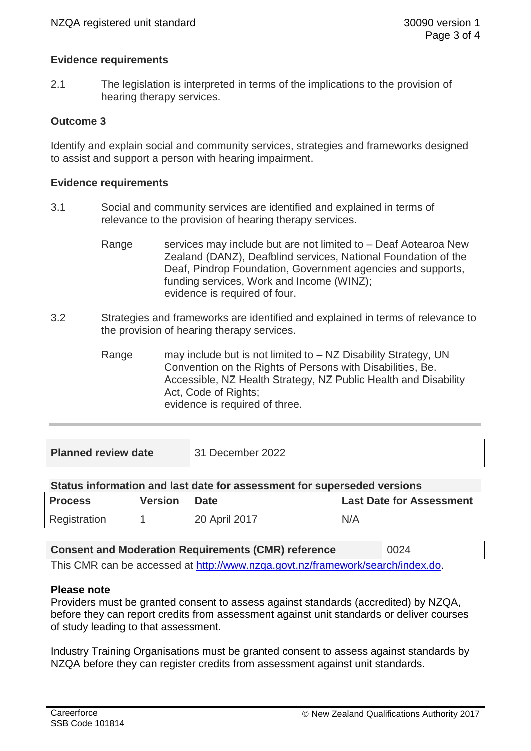**Evidence requirements**

2.1 The legislation is interpreted in terms of the implications to the provision of hearing therapy services.

**Outcome 3**

Identify and explain social and community services, strategies and frameworks designed to assist and support a person with hearing impairment.

**Evidence requirements**

3.1 Social and community services are identified and explained in terms of relevance to the provision of hearing therapy services.

Range services may include but are not limited to – Deaf Aotearoa New Zealand (DANZ), Deafblind services, National Foundation of the Deaf, Pindrop Foundation, Government agencies and supports, funding services, Work and Income (WINZ);
evidence is required of four.

3.2 Strategies and frameworks are identified and explained in terms of relevance to the provision of hearing therapy services.

Range may include but is not limited to – NZ Disability Strategy, UN Convention on the Rights of Persons with Disabilities, Be. Accessible, NZ Health Strategy, NZ Public Health and Disability Act, Code of Rights;
evidence is required of three.

---

| Planned review date | 31 December 2022 |
|---|---|

**Status information and last date for assessment for superseded versions**

| Process | Version | Date | Last Date for Assessment |
|---|---|---|---|
| Registration | 1 | 20 April 2017 | N/A |

| Consent and Moderation Requirements (CMR) reference | 0024 |
|---|---|

This CMR can be accessed at http://www.nzqa.govt.nz/framework/search/index.do.

**Please note**

Providers must be granted consent to assess against standards (accredited) by NZQA, before they can report credits from assessment against unit standards or deliver courses of study leading to that assessment.

Industry Training Organisations must be granted consent to assess against standards by NZQA before they can register credits from assessment against unit standards.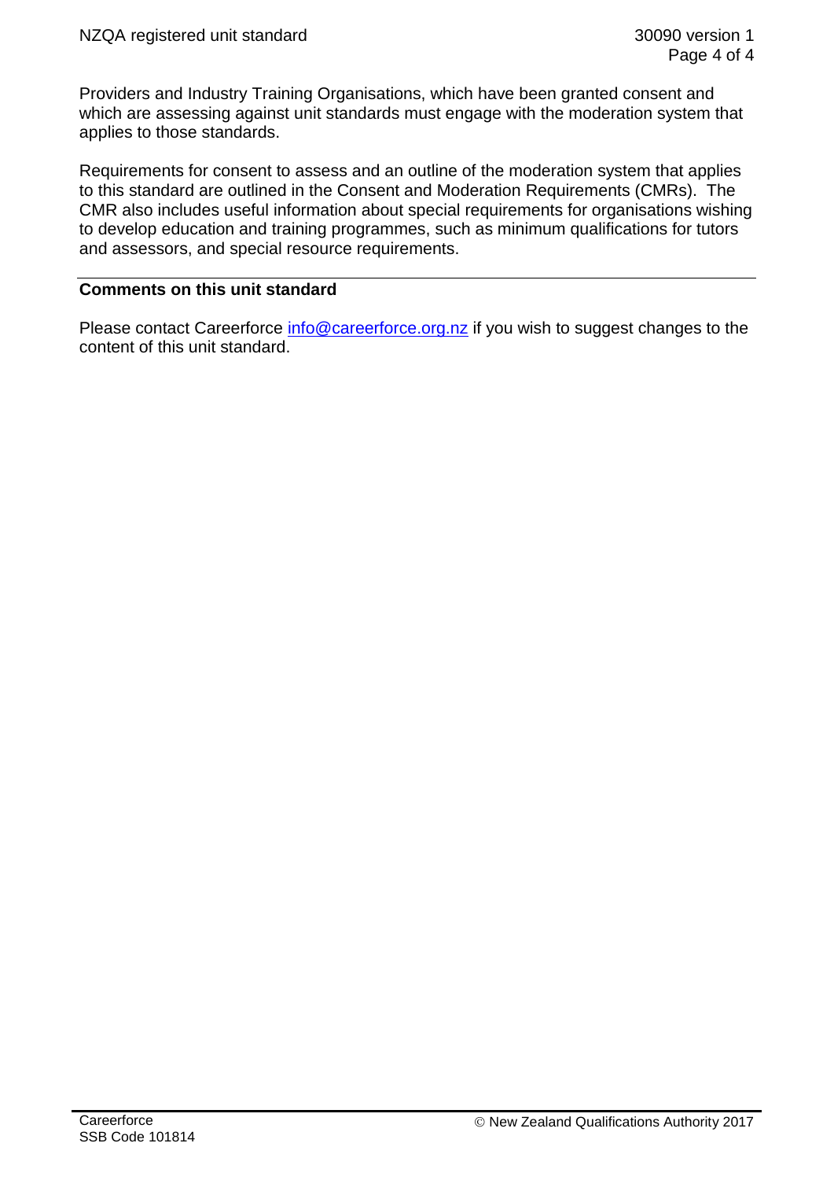Providers and Industry Training Organisations, which have been granted consent and which are assessing against unit standards must engage with the moderation system that applies to those standards.

Requirements for consent to assess and an outline of the moderation system that applies to this standard are outlined in the Consent and Moderation Requirements (CMRs). The CMR also includes useful information about special requirements for organisations wishing to develop education and training programmes, such as minimum qualifications for tutors and assessors, and special resource requirements.

## Comments on this unit standard

Please contact Careerforce info@careerforce.org.nz if you wish to suggest changes to the content of this unit standard.